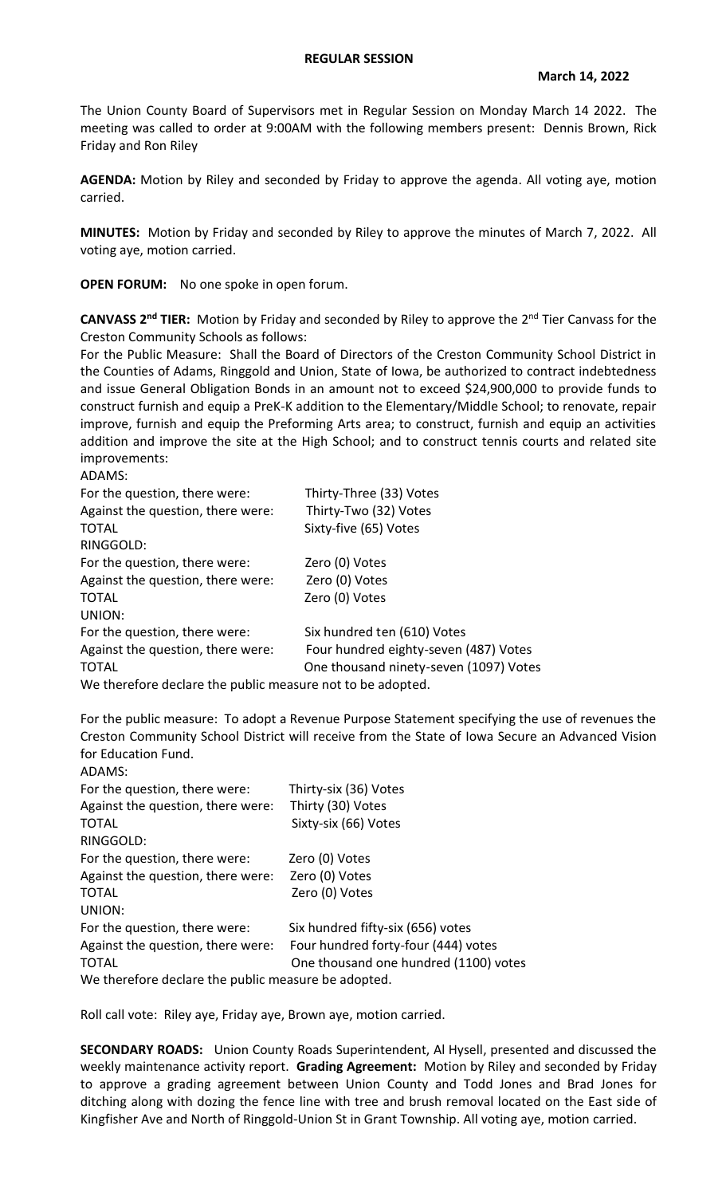# REGULAR SESSION

**March 14, 2022**

The Union County Board of Supervisors met in Regular Session on Monday March 14 2022. The meeting was called to order at 9:00AM with the following members present: Dennis Brown, Rick Friday and Ron Riley

**AGENDA:** Motion by Riley and seconded by Friday to approve the agenda. All voting aye, motion carried.

**MINUTES:** Motion by Friday and seconded by Riley to approve the minutes of March 7, 2022. All voting aye, motion carried.

**OPEN FORUM:** No one spoke in open forum.

**CANVASS 2nd TIER:** Motion by Friday and seconded by Riley to approve the 2nd Tier Canvass for the Creston Community Schools as follows:

For the Public Measure: Shall the Board of Directors of the Creston Community School District in the Counties of Adams, Ringgold and Union, State of Iowa, be authorized to contract indebtedness and issue General Obligation Bonds in an amount not to exceed $24,900,000 to provide funds to construct furnish and equip a PreK-K addition to the Elementary/Middle School; to renovate, repair improve, furnish and equip the Preforming Arts area; to construct, furnish and equip an activities addition and improve the site at the High School; and to construct tennis courts and related site improvements:

| | |
|---|---|
| ADAMS: | |
| For the question, there were: | Thirty-Three (33) Votes |
| Against the question, there were: | Thirty-Two (32) Votes |
| TOTAL | Sixty-five (65) Votes |
| RINGGOLD: | |
| For the question, there were: | Zero (0) Votes |
| Against the question, there were: | Zero (0) Votes |
| TOTAL | Zero (0) Votes |
| UNION: | |
| For the question, there were: | Six hundred ten (610) Votes |
| Against the question, there were: | Four hundred eighty-seven (487) Votes |
| TOTAL | One thousand ninety-seven (1097) Votes |

We therefore declare the public measure not to be adopted.

For the public measure: To adopt a Revenue Purpose Statement specifying the use of revenues the Creston Community School District will receive from the State of Iowa Secure an Advanced Vision for Education Fund.

| | |
|---|---|
| ADAMS: | |
| For the question, there were: | Thirty-six (36) Votes |
| Against the question, there were: | Thirty (30) Votes |
| TOTAL | Sixty-six (66) Votes |
| RINGGOLD: | |
| For the question, there were: | Zero (0) Votes |
| Against the question, there were: | Zero (0) Votes |
| TOTAL | Zero (0) Votes |
| UNION: | |
| For the question, there were: | Six hundred fifty-six (656) votes |
| Against the question, there were: | Four hundred forty-four (444) votes |
| TOTAL | One thousand one hundred (1100) votes |

We therefore declare the public measure be adopted.

Roll call vote: Riley aye, Friday aye, Brown aye, motion carried.

**SECONDARY ROADS:** Union County Roads Superintendent, Al Hysell, presented and discussed the weekly maintenance activity report. **Grading Agreement:** Motion by Riley and seconded by Friday to approve a grading agreement between Union County and Todd Jones and Brad Jones for ditching along with dozing the fence line with tree and brush removal located on the East side of Kingfisher Ave and North of Ringgold-Union St in Grant Township. All voting aye, motion carried.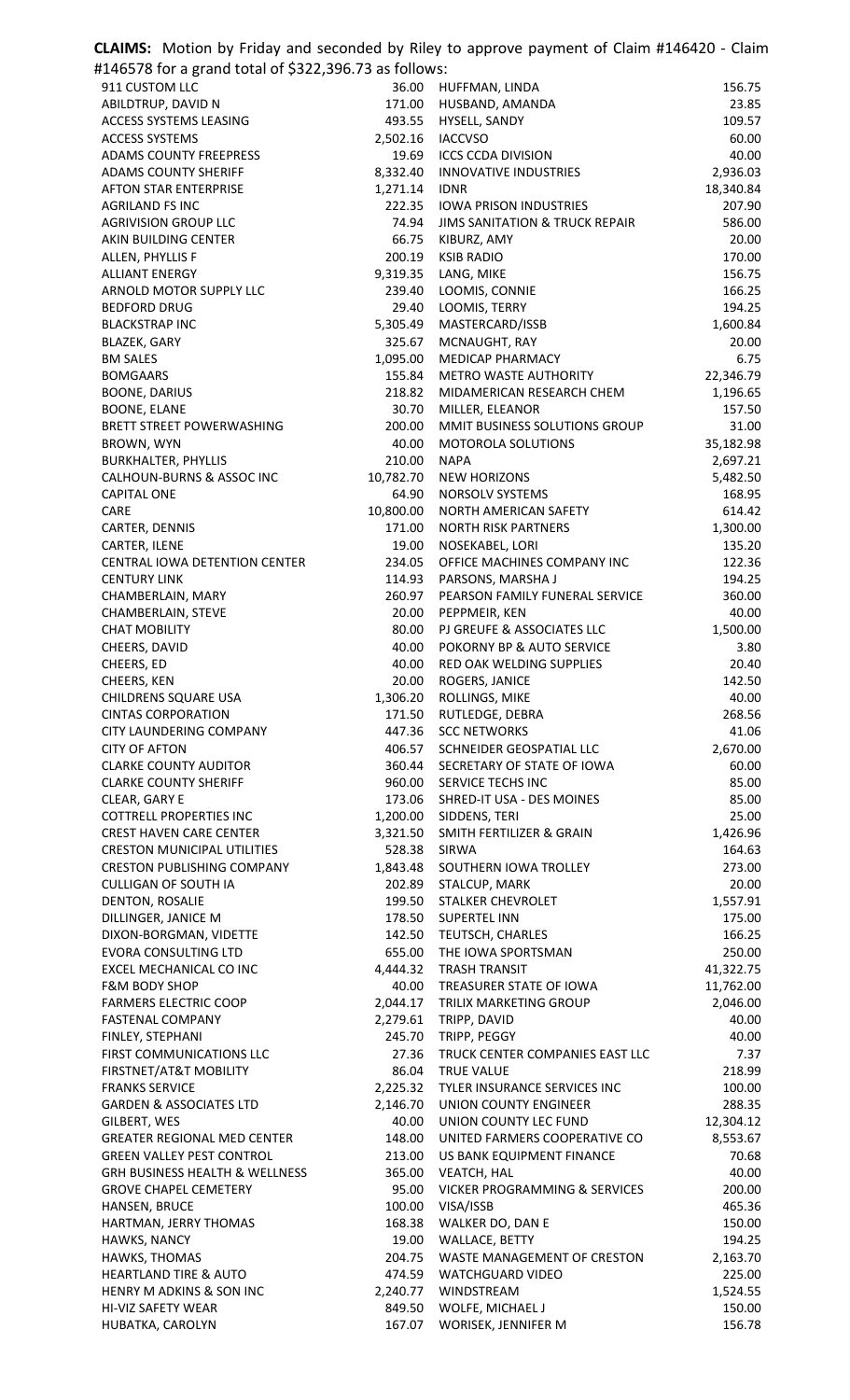**CLAIMS:** Motion by Friday and seconded by Riley to approve payment of Claim #146420 - Claim #146578 for a grand total of $322,396.73 as follows:

| Vendor | Amount | Vendor | Amount |
|---|---|---|---|
| 911 CUSTOM LLC | 36.00 | HUFFMAN, LINDA | 156.75 |
| ABILDTRUP, DAVID N | 171.00 | HUSBAND, AMANDA | 23.85 |
| ACCESS SYSTEMS LEASING | 493.55 | HYSELL, SANDY | 109.57 |
| ACCESS SYSTEMS | 2,502.16 | IACCVSO | 60.00 |
| ADAMS COUNTY FREEPRESS | 19.69 | ICCS CCDA DIVISION | 40.00 |
| ADAMS COUNTY SHERIFF | 8,332.40 | INNOVATIVE INDUSTRIES | 2,936.03 |
| AFTON STAR ENTERPRISE | 1,271.14 | IDNR | 18,340.84 |
| AGRILAND FS INC | 222.35 | IOWA PRISON INDUSTRIES | 207.90 |
| AGRIVISION GROUP LLC | 74.94 | JIMS SANITATION & TRUCK REPAIR | 586.00 |
| AKIN BUILDING CENTER | 66.75 | KIBURZ, AMY | 20.00 |
| ALLEN, PHYLLIS F | 200.19 | KSIB RADIO | 170.00 |
| ALLIANT ENERGY | 9,319.35 | LANG, MIKE | 156.75 |
| ARNOLD MOTOR SUPPLY LLC | 239.40 | LOOMIS, CONNIE | 166.25 |
| BEDFORD DRUG | 29.40 | LOOMIS, TERRY | 194.25 |
| BLACKSTRAP INC | 5,305.49 | MASTERCARD/ISSB | 1,600.84 |
| BLAZEK, GARY | 325.67 | MCNAUGHT, RAY | 20.00 |
| BM SALES | 1,095.00 | MEDICAP PHARMACY | 6.75 |
| BOMGAARS | 155.84 | METRO WASTE AUTHORITY | 22,346.79 |
| BOONE, DARIUS | 218.82 | MIDAMERICAN RESEARCH CHEM | 1,196.65 |
| BOONE, ELANE | 30.70 | MILLER, ELEANOR | 157.50 |
| BRETT STREET POWERWASHING | 200.00 | MMIT BUSINESS SOLUTIONS GROUP | 31.00 |
| BROWN, WYN | 40.00 | MOTOROLA SOLUTIONS | 35,182.98 |
| BURKHALTER, PHYLLIS | 210.00 | NAPA | 2,697.21 |
| CALHOUN-BURNS & ASSOC INC | 10,782.70 | NEW HORIZONS | 5,482.50 |
| CAPITAL ONE | 64.90 | NORSOLV SYSTEMS | 168.95 |
| CARE | 10,800.00 | NORTH AMERICAN SAFETY | 614.42 |
| CARTER, DENNIS | 171.00 | NORTH RISK PARTNERS | 1,300.00 |
| CARTER, ILENE | 19.00 | NOSEKABEL, LORI | 135.20 |
| CENTRAL IOWA DETENTION CENTER | 234.05 | OFFICE MACHINES COMPANY INC | 122.36 |
| CENTURY LINK | 114.93 | PARSONS, MARSHA J | 194.25 |
| CHAMBERLAIN, MARY | 260.97 | PEARSON FAMILY FUNERAL SERVICE | 360.00 |
| CHAMBERLAIN, STEVE | 20.00 | PEPPMEIR, KEN | 40.00 |
| CHAT MOBILITY | 80.00 | PJ GREUFE & ASSOCIATES LLC | 1,500.00 |
| CHEERS, DAVID | 40.00 | POKORNY BP & AUTO SERVICE | 3.80 |
| CHEERS, ED | 40.00 | RED OAK WELDING SUPPLIES | 20.40 |
| CHEERS, KEN | 20.00 | ROGERS, JANICE | 142.50 |
| CHILDRENS SQUARE USA | 1,306.20 | ROLLINGS, MIKE | 40.00 |
| CINTAS CORPORATION | 171.50 | RUTLEDGE, DEBRA | 268.56 |
| CITY LAUNDERING COMPANY | 447.36 | SCC NETWORKS | 41.06 |
| CITY OF AFTON | 406.57 | SCHNEIDER GEOSPATIAL LLC | 2,670.00 |
| CLARKE COUNTY AUDITOR | 360.44 | SECRETARY OF STATE OF IOWA | 60.00 |
| CLARKE COUNTY SHERIFF | 960.00 | SERVICE TECHS INC | 85.00 |
| CLEAR, GARY E | 173.06 | SHRED-IT USA - DES MOINES | 85.00 |
| COTTRELL PROPERTIES INC | 1,200.00 | SIDDENS, TERI | 25.00 |
| CREST HAVEN CARE CENTER | 3,321.50 | SMITH FERTILIZER & GRAIN | 1,426.96 |
| CRESTON MUNICIPAL UTILITIES | 528.38 | SIRWA | 164.63 |
| CRESTON PUBLISHING COMPANY | 1,843.48 | SOUTHERN IOWA TROLLEY | 273.00 |
| CULLIGAN OF SOUTH IA | 202.89 | STALCUP, MARK | 20.00 |
| DENTON, ROSALIE | 199.50 | STALKER CHEVROLET | 1,557.91 |
| DILLINGER, JANICE M | 178.50 | SUPERTEL INN | 175.00 |
| DIXON-BORGMAN, VIDETTE | 142.50 | TEUTSCH, CHARLES | 166.25 |
| EVORA CONSULTING LTD | 655.00 | THE IOWA SPORTSMAN | 250.00 |
| EXCEL MECHANICAL CO INC | 4,444.32 | TRASH TRANSIT | 41,322.75 |
| F&M BODY SHOP | 40.00 | TREASURER STATE OF IOWA | 11,762.00 |
| FARMERS ELECTRIC COOP | 2,044.17 | TRILIX MARKETING GROUP | 2,046.00 |
| FASTENAL COMPANY | 2,279.61 | TRIPP, DAVID | 40.00 |
| FINLEY, STEPHANI | 245.70 | TRIPP, PEGGY | 40.00 |
| FIRST COMMUNICATIONS LLC | 27.36 | TRUCK CENTER COMPANIES EAST LLC | 7.37 |
| FIRSTNET/AT&T MOBILITY | 86.04 | TRUE VALUE | 218.99 |
| FRANKS SERVICE | 2,225.32 | TYLER INSURANCE SERVICES INC | 100.00 |
| GARDEN & ASSOCIATES LTD | 2,146.70 | UNION COUNTY ENGINEER | 288.35 |
| GILBERT, WES | 40.00 | UNION COUNTY LEC FUND | 12,304.12 |
| GREATER REGIONAL MED CENTER | 148.00 | UNITED FARMERS COOPERATIVE CO | 8,553.67 |
| GREEN VALLEY PEST CONTROL | 213.00 | US BANK EQUIPMENT FINANCE | 70.68 |
| GRH BUSINESS HEALTH & WELLNESS | 365.00 | VEATCH, HAL | 40.00 |
| GROVE CHAPEL CEMETERY | 95.00 | VICKER PROGRAMMING & SERVICES | 200.00 |
| HANSEN, BRUCE | 100.00 | VISA/ISSB | 465.36 |
| HARTMAN, JERRY THOMAS | 168.38 | WALKER DO, DAN E | 150.00 |
| HAWKS, NANCY | 19.00 | WALLACE, BETTY | 194.25 |
| HAWKS, THOMAS | 204.75 | WASTE MANAGEMENT OF CRESTON | 2,163.70 |
| HEARTLAND TIRE & AUTO | 474.59 | WATCHGUARD VIDEO | 225.00 |
| HENRY M ADKINS & SON INC | 2,240.77 | WINDSTREAM | 1,524.55 |
| HI-VIZ SAFETY WEAR | 849.50 | WOLFE, MICHAEL J | 150.00 |
| HUBATKA, CAROLYN | 167.07 | WORISEK, JENNIFER M | 156.78 |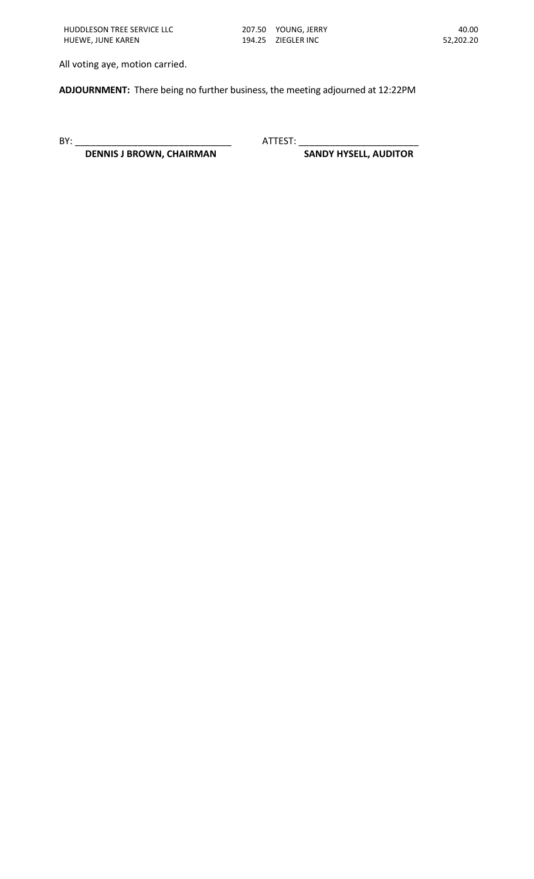| | | | |
|---|---|---|---|
| HUDDLESON TREE SERVICE LLC | 207.50 | YOUNG, JERRY | 40.00 |
| HUEWE, JUNE KAREN | 194.25 | ZIEGLER INC | 52,202.20 |

All voting aye, motion carried.

**ADJOURNMENT:** There being no further business, the meeting adjourned at 12:22PM

BY: _____________________________ ATTEST: _______________________

**DENNIS J BROWN, CHAIRMAN** **SANDY HYSELL, AUDITOR**